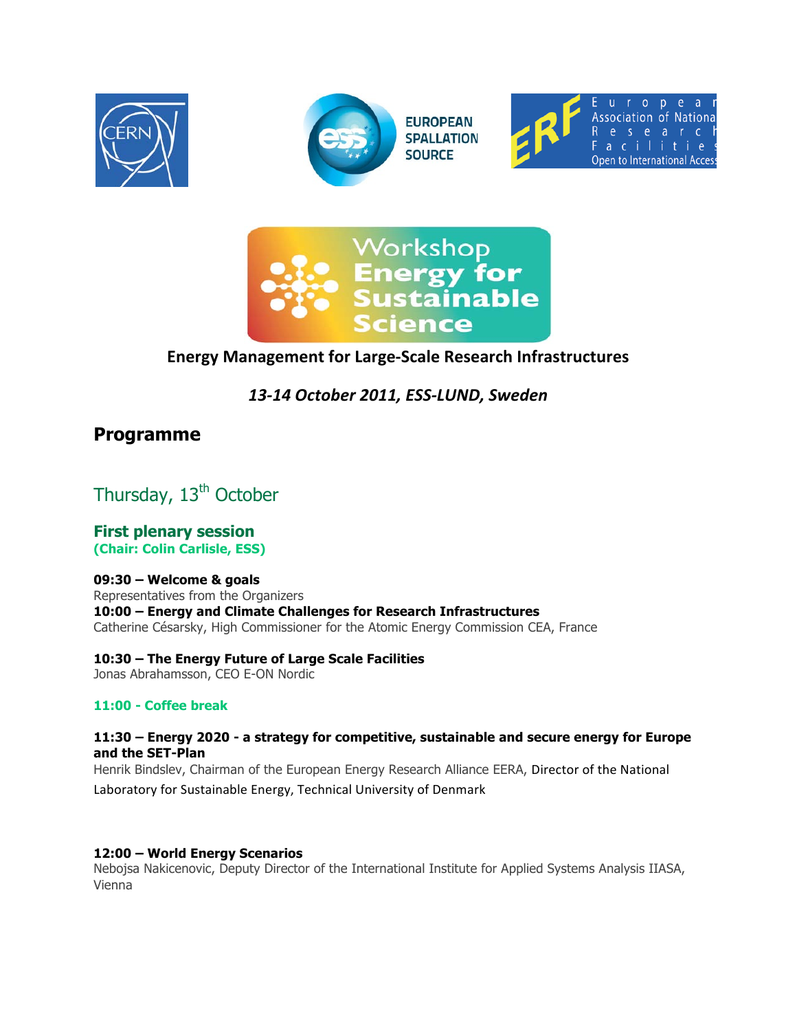# Workshop Energy for Sustainable Science

**Energy Management for Large-Scale Research Infrastructures**

***13-14 October 2011, ESS-LUND, Sweden***

## Programme

### Thursday, 13th October

#### First plenary session

**(Chair: Colin Carlisle, ESS)**

**09:30 – Welcome & goals**
Representatives from the Organizers

**10:00 – Energy and Climate Challenges for Research Infrastructures**
Catherine Césarsky, High Commissioner for the Atomic Energy Commission CEA, France

**10:30 – The Energy Future of Large Scale Facilities**
Jonas Abrahamsson, CEO E-ON Nordic

**11:00 - Coffee break**

**11:30 – Energy 2020 - a strategy for competitive, sustainable and secure energy for Europe and the SET-Plan**
Henrik Bindslev, Chairman of the European Energy Research Alliance EERA, Director of the National Laboratory for Sustainable Energy, Technical University of Denmark

**12:00 – World Energy Scenarios**
Nebojsa Nakicenovic, Deputy Director of the International Institute for Applied Systems Analysis IIASA, Vienna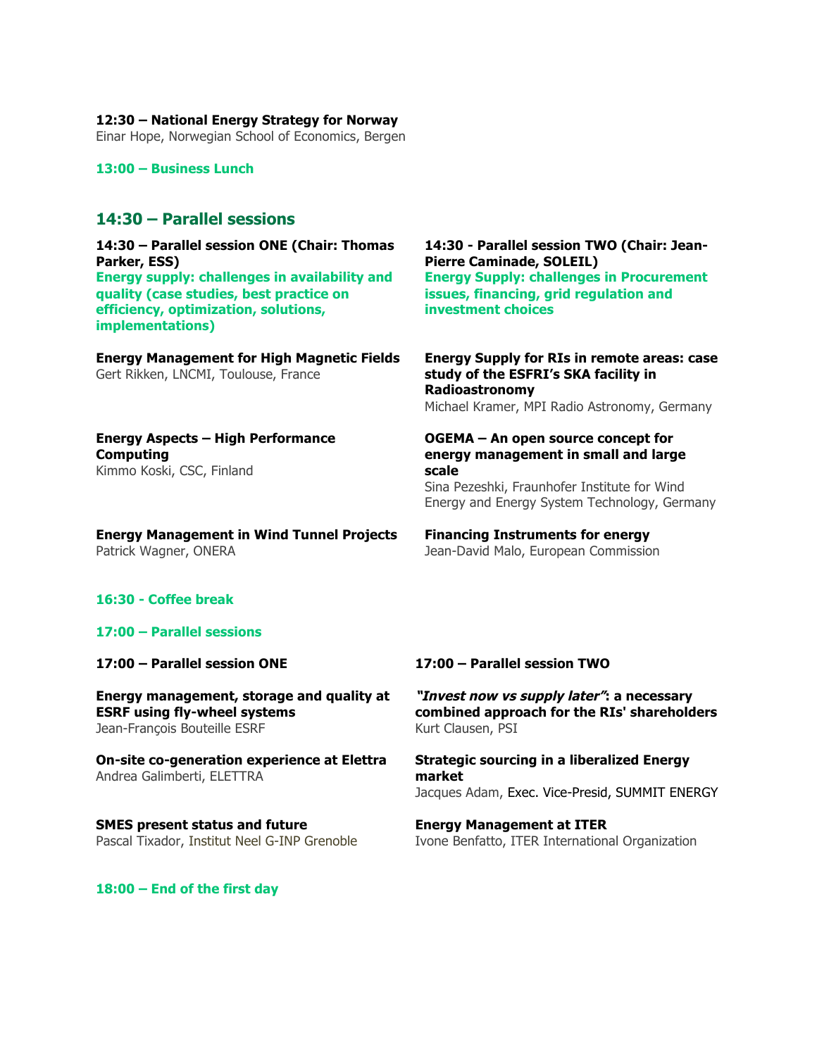**12:30 – National Energy Strategy for Norway**
Einar Hope, Norwegian School of Economics, Bergen

**13:00 – Business Lunch**

## 14:30 – Parallel sessions

**14:30 – Parallel session ONE (Chair: Thomas Parker, ESS)**
**Energy supply: challenges in availability and quality (case studies, best practice on efficiency, optimization, solutions, implementations)**

**Energy Management for High Magnetic Fields**
Gert Rikken, LNCMI, Toulouse, France

**Energy Aspects – High Performance Computing**
Kimmo Koski, CSC, Finland

**Energy Management in Wind Tunnel Projects**
Patrick Wagner, ONERA

**14:30 - Parallel session TWO (Chair: Jean-Pierre Caminade, SOLEIL)**
**Energy Supply: challenges in Procurement issues, financing, grid regulation and investment choices**

**Energy Supply for RIs in remote areas: case study of the ESFRI's SKA facility in Radioastronomy**
Michael Kramer, MPI Radio Astronomy, Germany

**OGEMA – An open source concept for energy management in small and large scale**
Sina Pezeshki, Fraunhofer Institute for Wind Energy and Energy System Technology, Germany

**Financing Instruments for energy**
Jean-David Malo, European Commission

**16:30 - Coffee break**

**17:00 – Parallel sessions**

**17:00 – Parallel session ONE**

**Energy management, storage and quality at ESRF using fly-wheel systems**
Jean-François Bouteille ESRF

**On-site co-generation experience at Elettra**
Andrea Galimberti, ELETTRA

**SMES present status and future**
Pascal Tixador, Institut Neel G-INP Grenoble

**17:00 – Parallel session TWO**

***"Invest now vs supply later"*: a necessary combined approach for the RIs' shareholders**
Kurt Clausen, PSI

**Strategic sourcing in a liberalized Energy market**
Jacques Adam, Exec. Vice-Presid, SUMMIT ENERGY

**Energy Management at ITER**
Ivone Benfatto, ITER International Organization

**18:00 – End of the first day**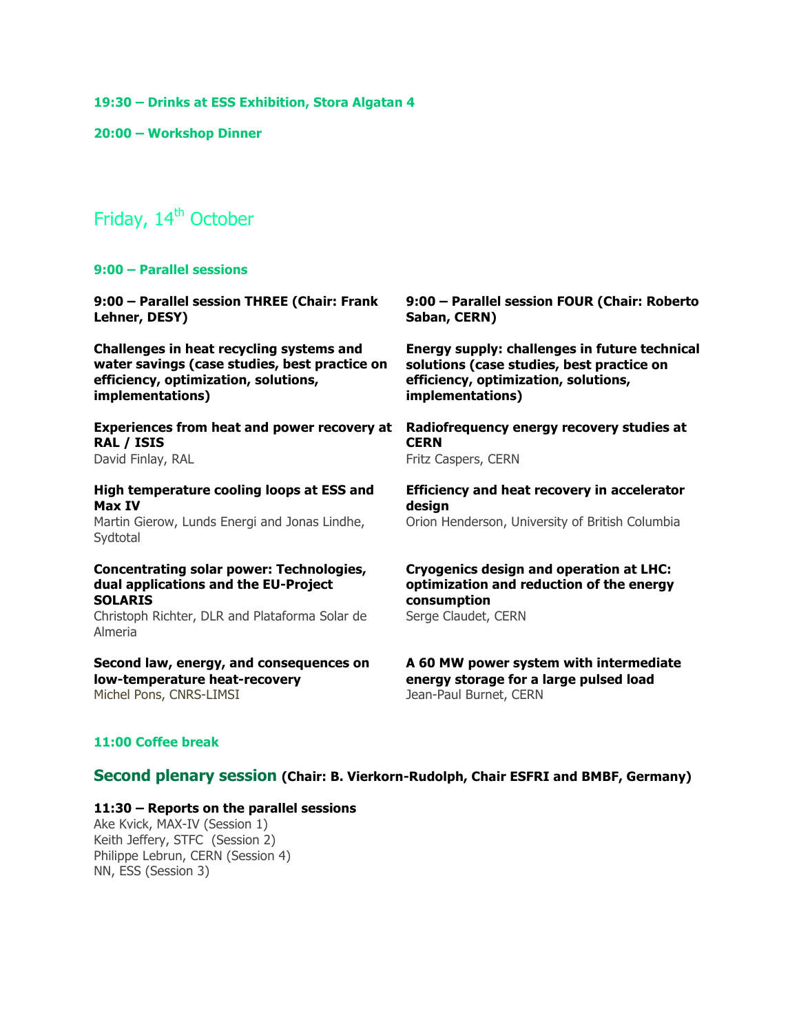**19:30 – Drinks at ESS Exhibition, Stora Algatan 4**

**20:00 – Workshop Dinner**

## Friday, 14th October

**9:00 – Parallel sessions**

**9:00 – Parallel session THREE (Chair: Frank Lehner, DESY)**

**Challenges in heat recycling systems and water savings (case studies, best practice on efficiency, optimization, solutions, implementations)**

**Experiences from heat and power recovery at RAL / ISIS**
David Finlay, RAL

**High temperature cooling loops at ESS and Max IV**
Martin Gierow, Lunds Energi and Jonas Lindhe, Sydtotal

**Concentrating solar power: Technologies, dual applications and the EU-Project SOLARIS**
Christoph Richter, DLR and Plataforma Solar de Almeria

**Second law, energy, and consequences on low-temperature heat-recovery**
Michel Pons, CNRS-LIMSI

**9:00 – Parallel session FOUR (Chair: Roberto Saban, CERN)**

**Energy supply: challenges in future technical solutions (case studies, best practice on efficiency, optimization, solutions, implementations)**

**Radiofrequency energy recovery studies at CERN**
Fritz Caspers, CERN

**Efficiency and heat recovery in accelerator design**
Orion Henderson, University of British Columbia

**Cryogenics design and operation at LHC: optimization and reduction of the energy consumption**
Serge Claudet, CERN

**A 60 MW power system with intermediate energy storage for a large pulsed load**
Jean-Paul Burnet, CERN

**11:00 Coffee break**

### Second plenary session (Chair: B. Vierkorn-Rudolph, Chair ESFRI and BMBF, Germany)

**11:30 – Reports on the parallel sessions**
Ake Kvick, MAX-IV (Session 1)
Keith Jeffery, STFC (Session 2)
Philippe Lebrun, CERN (Session 4)
NN, ESS (Session 3)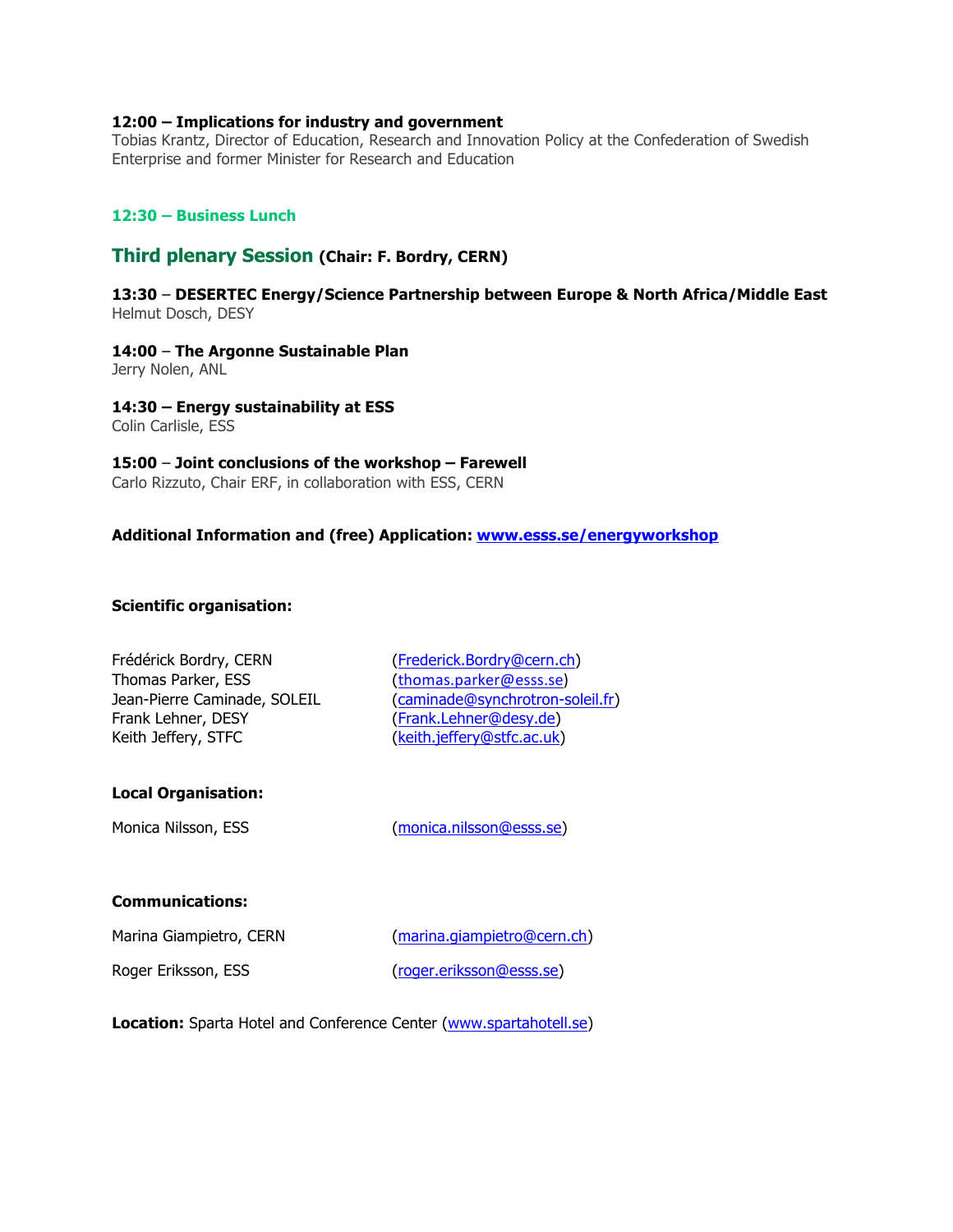**12:00 – Implications for industry and government**
Tobias Krantz, Director of Education, Research and Innovation Policy at the Confederation of Swedish Enterprise and former Minister for Research and Education

**12:30 – Business Lunch**

## Third plenary Session (Chair: F. Bordry, CERN)

**13:30 – DESERTEC Energy/Science Partnership between Europe & North Africa/Middle East**
Helmut Dosch, DESY

**14:00 – The Argonne Sustainable Plan**
Jerry Nolen, ANL

**14:30 – Energy sustainability at ESS**
Colin Carlisle, ESS

**15:00 – Joint conclusions of the workshop – Farewell**
Carlo Rizzuto, Chair ERF, in collaboration with ESS, CERN

**Additional Information and (free) Application: www.esss.se/energyworkshop**

**Scientific organisation:**

Frédérick Bordry, CERN (Frederick.Bordry@cern.ch)
Thomas Parker, ESS (thomas.parker@esss.se)
Jean-Pierre Caminade, SOLEIL (caminade@synchrotron-soleil.fr)
Frank Lehner, DESY (Frank.Lehner@desy.de)
Keith Jeffery, STFC (keith.jeffery@stfc.ac.uk)

**Local Organisation:**

Monica Nilsson, ESS (monica.nilsson@esss.se)

**Communications:**

Marina Giampietro, CERN (marina.giampietro@cern.ch)

Roger Eriksson, ESS (roger.eriksson@esss.se)

**Location:** Sparta Hotel and Conference Center (www.spartahotell.se)